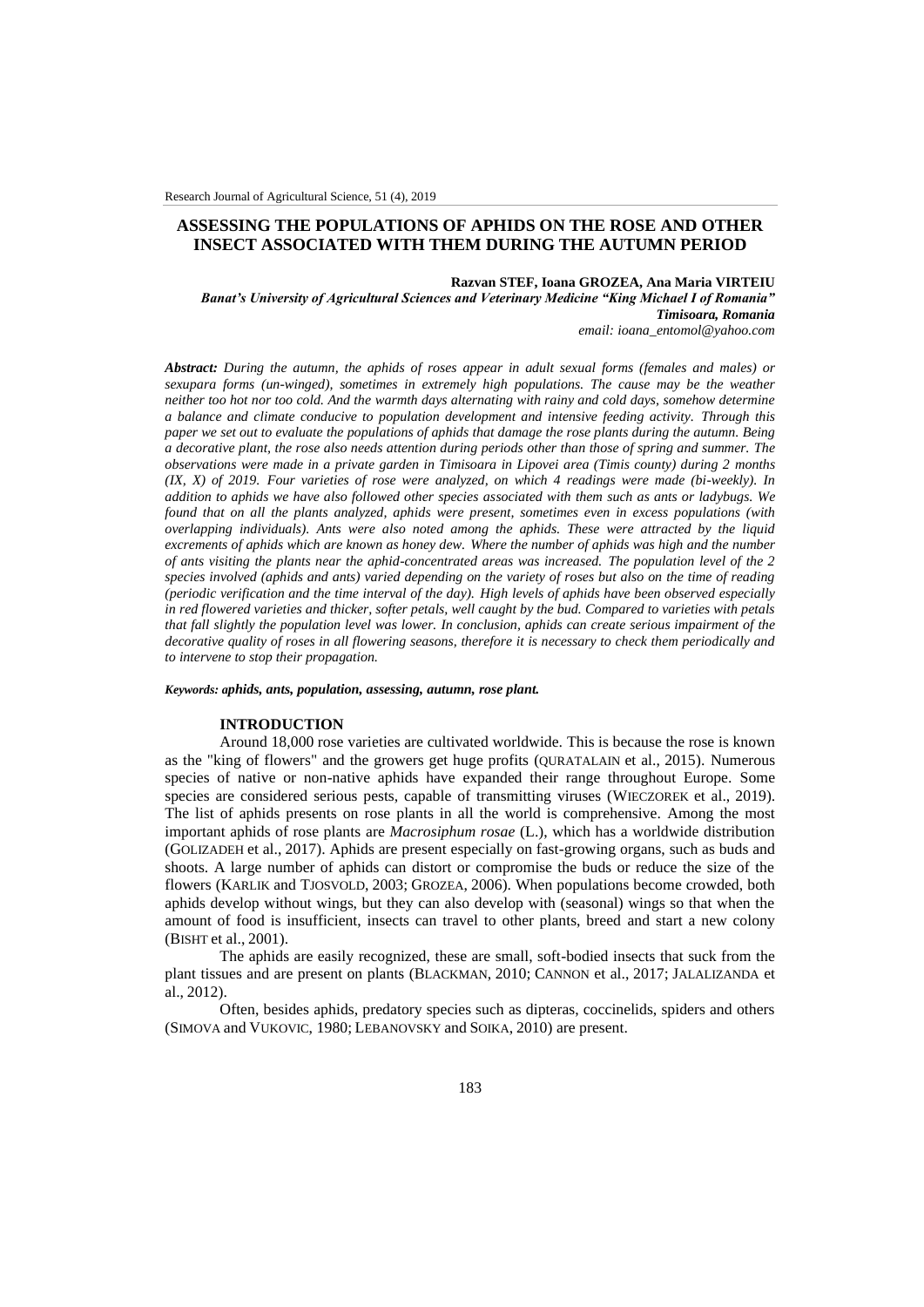# ASSESSING THE POPULATIONS OF APHIDS ON THE ROSE AND OTHER INSECT ASSOCIATED WITH THEM DURING THE AUTUMN PERIOD

**Razvan STEF, Ioana GROZEA, Ana Maria VIRTEIU**

***Banat's University of Agricultural Sciences and Veterinary Medicine "King Michael I of Romania" Timisoara, Romania***

*email: ioana_entomol@yahoo.com*

***Abstract:*** *During the autumn, the aphids of roses appear in adult sexual forms (females and males) or sexupara forms (un-winged), sometimes in extremely high populations. The cause may be the weather neither too hot nor too cold. And the warmth days alternating with rainy and cold days, somehow determine a balance and climate conducive to population development and intensive feeding activity. Through this paper we set out to evaluate the populations of aphids that damage the rose plants during the autumn. Being a decorative plant, the rose also needs attention during periods other than those of spring and summer. The observations were made in a private garden in Timisoara in Lipovei area (Timis county) during 2 months (IX, X) of 2019. Four varieties of rose were analyzed, on which 4 readings were made (bi-weekly). In addition to aphids we have also followed other species associated with them such as ants or ladybugs. We found that on all the plants analyzed, aphids were present, sometimes even in excess populations (with overlapping individuals). Ants were also noted among the aphids. These were attracted by the liquid excrements of aphids which are known as honey dew. Where the number of aphids was high and the number of ants visiting the plants near the aphid-concentrated areas was increased. The population level of the 2 species involved (aphids and ants) varied depending on the variety of roses but also on the time of reading (periodic verification and the time interval of the day). High levels of aphids have been observed especially in red flowered varieties and thicker, softer petals, well caught by the bud. Compared to varieties with petals that fall slightly the population level was lower. In conclusion, aphids can create serious impairment of the decorative quality of roses in all flowering seasons, therefore it is necessary to check them periodically and to intervene to stop their propagation.*

***Keywords:*** ***aphids, ants, population, assessing, autumn, rose plant.***

## INTRODUCTION

Around 18,000 rose varieties are cultivated worldwide. This is because the rose is known as the "king of flowers" and the growers get huge profits (QURATALAIN et al., 2015). Numerous species of native or non-native aphids have expanded their range throughout Europe. Some species are considered serious pests, capable of transmitting viruses (WIECZOREK et al., 2019). The list of aphids presents on rose plants in all the world is comprehensive. Among the most important aphids of rose plants are *Macrosiphum rosae* (L.), which has a worldwide distribution (GOLIZADEH et al., 2017). Aphids are present especially on fast-growing organs, such as buds and shoots. A large number of aphids can distort or compromise the buds or reduce the size of the flowers (KARLIK and TJOSVOLD, 2003; GROZEA, 2006). When populations become crowded, both aphids develop without wings, but they can also develop with (seasonal) wings so that when the amount of food is insufficient, insects can travel to other plants, breed and start a new colony (BISHT et al., 2001).

The aphids are easily recognized, these are small, soft-bodied insects that suck from the plant tissues and are present on plants (BLACKMAN, 2010; CANNON et al., 2017; JALALIZANDA et al., 2012).

Often, besides aphids, predatory species such as dipteras, coccinelids, spiders and others (SIMOVA and VUKOVIC, 1980; LEBANOVSKY and SOIKA, 2010) are present.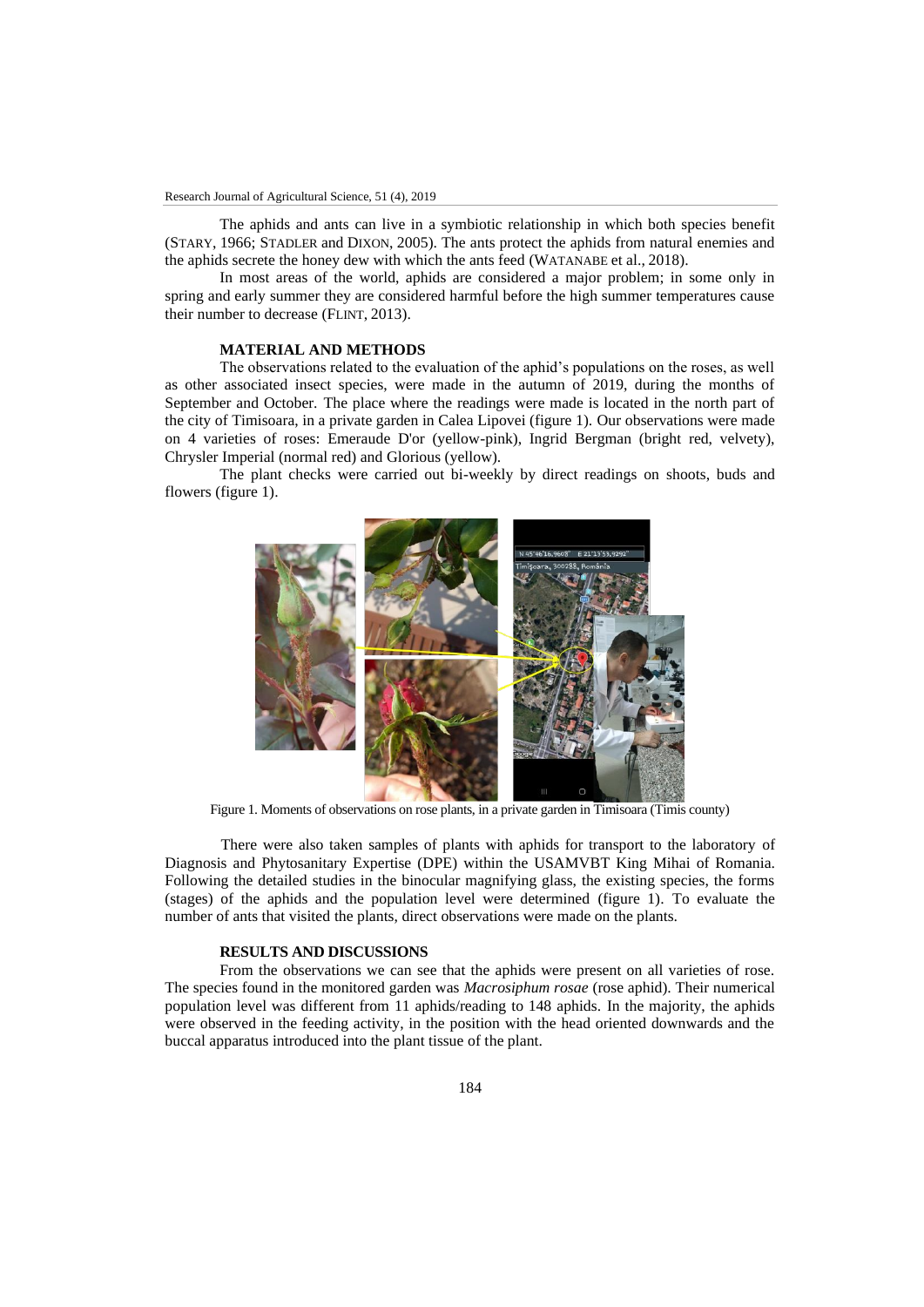The aphids and ants can live in a symbiotic relationship in which both species benefit (STARY, 1966; STADLER and DIXON, 2005). The ants protect the aphids from natural enemies and the aphids secrete the honey dew with which the ants feed (WATANABE et al., 2018).

In most areas of the world, aphids are considered a major problem; in some only in spring and early summer they are considered harmful before the high summer temperatures cause their number to decrease (FLINT, 2013).

## MATERIAL AND METHODS

The observations related to the evaluation of the aphid's populations on the roses, as well as other associated insect species, were made in the autumn of 2019, during the months of September and October. The place where the readings were made is located in the north part of the city of Timisoara, in a private garden in Calea Lipovei (figure 1). Our observations were made on 4 varieties of roses: Emeraude D'or (yellow-pink), Ingrid Bergman (bright red, velvety), Chrysler Imperial (normal red) and Glorious (yellow).

The plant checks were carried out bi-weekly by direct readings on shoots, buds and flowers (figure 1).

Figure 1. Moments of observations on rose plants, in a private garden in Timisoara (Timis county)

There were also taken samples of plants with aphids for transport to the laboratory of Diagnosis and Phytosanitary Expertise (DPE) within the USAMVBT King Mihai of Romania. Following the detailed studies in the binocular magnifying glass, the existing species, the forms (stages) of the aphids and the population level were determined (figure 1). To evaluate the number of ants that visited the plants, direct observations were made on the plants.

## RESULTS AND DISCUSSIONS

From the observations we can see that the aphids were present on all varieties of rose. The species found in the monitored garden was *Macrosiphum rosae* (rose aphid). Their numerical population level was different from 11 aphids/reading to 148 aphids. In the majority, the aphids were observed in the feeding activity, in the position with the head oriented downwards and the buccal apparatus introduced into the plant tissue of the plant.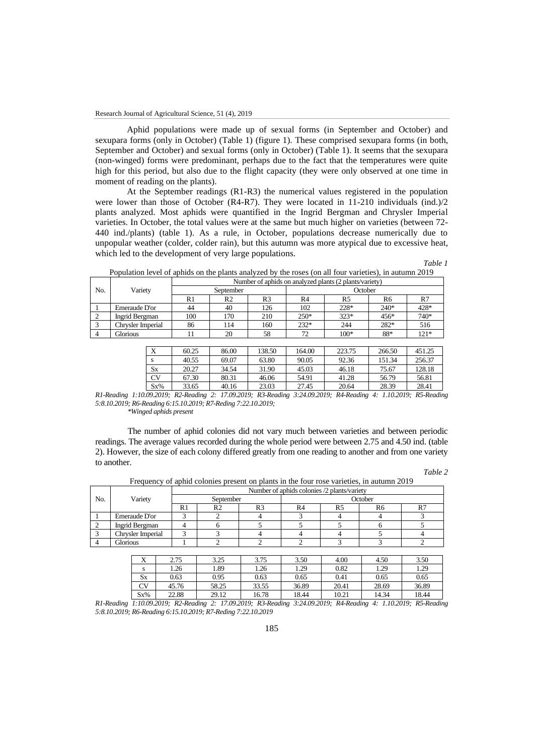Aphid populations were made up of sexual forms (in September and October) and sexupara forms (only in October) (Table 1) (figure 1). These comprised sexupara forms (in both, September and October) and sexual forms (only in October) (Table 1). It seems that the sexupara (non-winged) forms were predominant, perhaps due to the fact that the temperatures were quite high for this period, but also due to the flight capacity (they were only observed at one time in moment of reading on the plants).

At the September readings (R1-R3) the numerical values registered in the population were lower than those of October (R4-R7). They were located in 11-210 individuals (ind.)/2 plants analyzed. Most aphids were quantified in the Ingrid Bergman and Chrysler Imperial varieties. In October, the total values were at the same but much higher on varieties (between 72-440 ind./plants) (table 1). As a rule, in October, populations decrease numerically due to unpopular weather (colder, colder rain), but this autumn was more atypical due to excessive heat, which led to the development of very large populations.

*Table 1*

Population level of aphids on the plants analyzed by the roses (on all four varieties), in autumn 2019

| No. | Variety | Number of aphids on analyzed plants (2 plants/variety) | | | | | | |
|---|---|---|---|---|---|---|---|---|
| | | September | | | October | | | |
| | | R1 | R2 | R3 | R4 | R5 | R6 | R7 |
| 1 | Emeraude D'or | 44 | 40 | 126 | 102 | 228* | 240* | 428* |
| 2 | Ingrid Bergman | 100 | 170 | 210 | 250* | 323* | 456* | 740* |
| 3 | Chrysler Imperial | 86 | 114 | 160 | 232* | 244 | 282* | 516 |
| 4 | Glorious | 11 | 20 | 58 | 72 | 100* | 88* | 121* |
| | X | 60.25 | 86.00 | 138.50 | 164.00 | 223.75 | 266.50 | 451.25 |
| | s | 40.55 | 69.07 | 63.80 | 90.05 | 92.36 | 151.34 | 256.37 |
| | Sx | 20.27 | 34.54 | 31.90 | 45.03 | 46.18 | 75.67 | 128.18 |
| | CV | 67.30 | 80.31 | 46.06 | 54.91 | 41.28 | 56.79 | 56.81 |
| | Sx% | 33.65 | 40.16 | 23.03 | 27.45 | 20.64 | 28.39 | 28.41 |

*R1-Reading 1:10.09.2019; R2-Reading 2: 17.09.2019; R3-Reading 3:24.09.2019; R4-Reading 4: 1.10.2019; R5-Reading 5:8.10.2019; R6-Reading 6:15.10.2019; R7-Reding 7:22.10.2019;*
*\*Winged aphids present*

The number of aphid colonies did not vary much between varieties and between periodic readings. The average values recorded during the whole period were between 2.75 and 4.50 ind. (table 2). However, the size of each colony differed greatly from one reading to another and from one variety to another.

*Table 2*

Frequency of aphid colonies present on plants in the four rose varieties, in autumn 2019

| No. | Variety | Number of aphids colonies /2 plants/variety | | | | | | |
|---|---|---|---|---|---|---|---|---|
| | | September | | | October | | | |
| | | R1 | R2 | R3 | R4 | R5 | R6 | R7 |
| 1 | Emeraude D'or | 3 | 2 | 4 | 3 | 4 | 4 | 3 |
| 2 | Ingrid Bergman | 4 | 6 | 5 | 5 | 5 | 6 | 5 |
| 3 | Chrysler Imperial | 3 | 3 | 4 | 4 | 4 | 5 | 4 |
| 4 | Glorious | 1 | 2 | 2 | 2 | 3 | 3 | 2 |
| | X | 2.75 | 3.25 | 3.75 | 3.50 | 4.00 | 4.50 | 3.50 |
| | s | 1.26 | 1.89 | 1.26 | 1.29 | 0.82 | 1.29 | 1.29 |
| | Sx | 0.63 | 0.95 | 0.63 | 0.65 | 0.41 | 0.65 | 0.65 |
| | CV | 45.76 | 58.25 | 33.55 | 36.89 | 20.41 | 28.69 | 36.89 |
| | Sx% | 22.88 | 29.12 | 16.78 | 18.44 | 10.21 | 14.34 | 18.44 |

*R1-Reading 1:10.09.2019; R2-Reading 2: 17.09.2019; R3-Reading 3:24.09.2019; R4-Reading 4: 1.10.2019; R5-Reading 5:8.10.2019; R6-Reading 6:15.10.2019; R7-Reding 7:22.10.2019*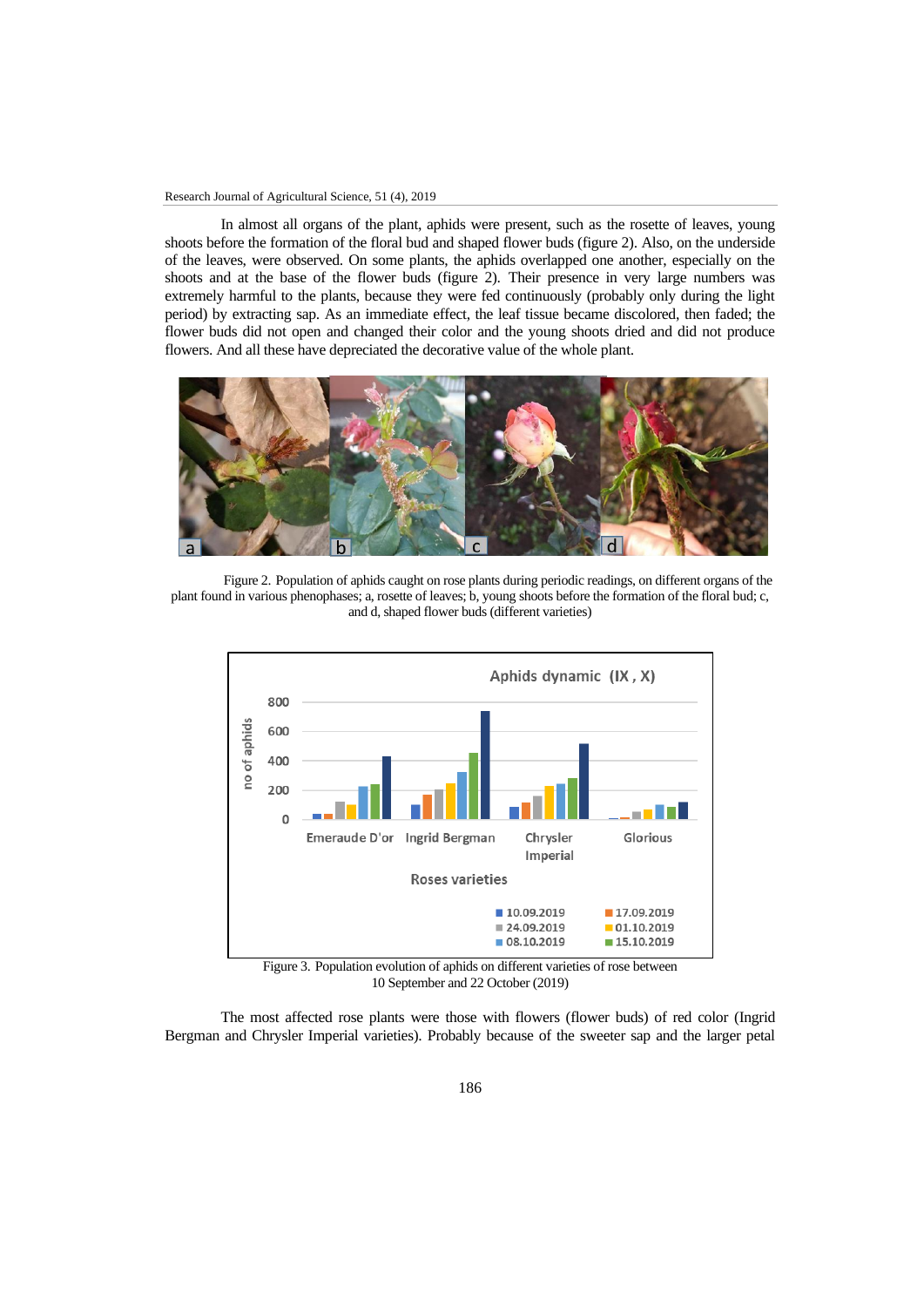In almost all organs of the plant, aphids were present, such as the rosette of leaves, young shoots before the formation of the floral bud and shaped flower buds (figure 2). Also, on the underside of the leaves, were observed. On some plants, the aphids overlapped one another, especially on the shoots and at the base of the flower buds (figure 2). Their presence in very large numbers was extremely harmful to the plants, because they were fed continuously (probably only during the light period) by extracting sap. As an immediate effect, the leaf tissue became discolored, then faded; the flower buds did not open and changed their color and the young shoots dried and did not produce flowers. And all these have depreciated the decorative value of the whole plant.

Figure 2. Population of aphids caught on rose plants during periodic readings, on different organs of the plant found in various phenophases; a, rosette of leaves; b, young shoots before the formation of the floral bud; c, and d, shaped flower buds (different varieties)

Figure 3. Population evolution of aphids on different varieties of rose between 10 September and 22 October (2019)

The most affected rose plants were those with flowers (flower buds) of red color (Ingrid Bergman and Chrysler Imperial varieties). Probably because of the sweeter sap and the larger petal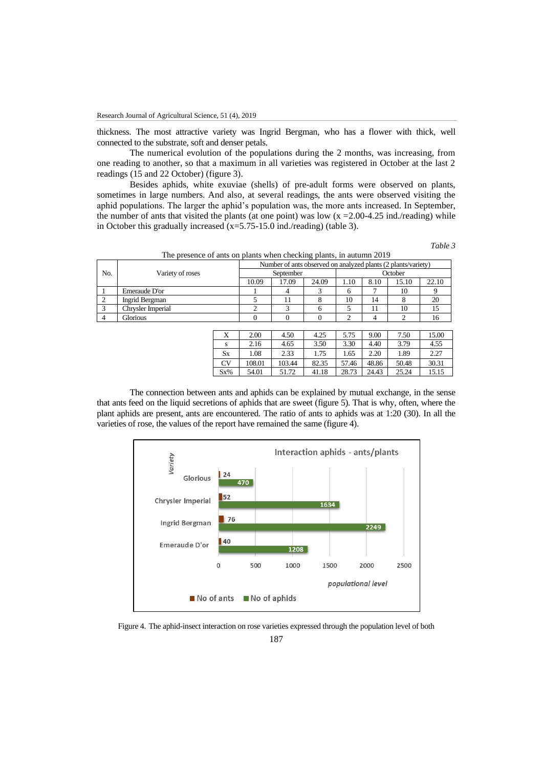thickness. The most attractive variety was Ingrid Bergman, who has a flower with thick, well connected to the substrate, soft and denser petals.

The numerical evolution of the populations during the 2 months, was increasing, from one reading to another, so that a maximum in all varieties was registered in October at the last 2 readings (15 and 22 October) (figure 3).

Besides aphids, white exuviae (shells) of pre-adult forms were observed on plants, sometimes in large numbers. And also, at several readings, the ants were observed visiting the aphid populations. The larger the aphid's population was, the more ants increased. In September, the number of ants that visited the plants (at one point) was low ($x$ =2.00-4.25 ind./reading) while in October this gradually increased ($x$=5.75-15.0 ind./reading) (table 3).

*Table 3*

The presence of ants on plants when checking plants, in autumn 2019

| No. | Variety of roses | Number of ants observed on analyzed plants (2 plants/variety) | | | | | | |
|---|---|---|---|---|---|---|---|---|
| | | September | | | October | | | |
| | | 10.09 | 17.09 | 24.09 | 1.10 | 8.10 | 15.10 | 22.10 |
| 1 | Emeraude D'or | 1 | 4 | 3 | 6 | 7 | 10 | 9 |
| 2 | Ingrid Bergman | 5 | 11 | 8 | 10 | 14 | 8 | 20 |
| 3 | Chrysler Imperial | 2 | 3 | 6 | 5 | 11 | 10 | 15 |
| 4 | Glorious | 0 | 0 | 0 | 2 | 4 | 2 | 16 |
| | X | 2.00 | 4.50 | 4.25 | 5.75 | 9.00 | 7.50 | 15.00 |
| | s | 2.16 | 4.65 | 3.50 | 3.30 | 4.40 | 3.79 | 4.55 |
| | Sx | 1.08 | 2.33 | 1.75 | 1.65 | 2.20 | 1.89 | 2.27 |
| | CV | 108.01 | 103.44 | 82.35 | 57.46 | 48.86 | 50.48 | 30.31 |
| | Sx% | 54.01 | 51.72 | 41.18 | 28.73 | 24.43 | 25.24 | 15.15 |

The connection between ants and aphids can be explained by mutual exchange, in the sense that ants feed on the liquid secretions of aphids that are sweet (figure 5). That is why, often, where the plant aphids are present, ants are encountered. The ratio of ants to aphids was at 1:20 (30). In all the varieties of rose, the values of the report have remained the same (figure 4).

**Interaction aphids - ants/plants**

| Variety | No of ants | No of aphids |
|---|---|---|
| Glorious | 24 | 470 |
| Chrysler Imperial | 52 | 1634 |
| Ingrid Bergman | 76 | 2249 |
| Emeraude D'or | 40 | 1208 |

Figure 4. The aphid-insect interaction on rose varieties expressed through the population level of both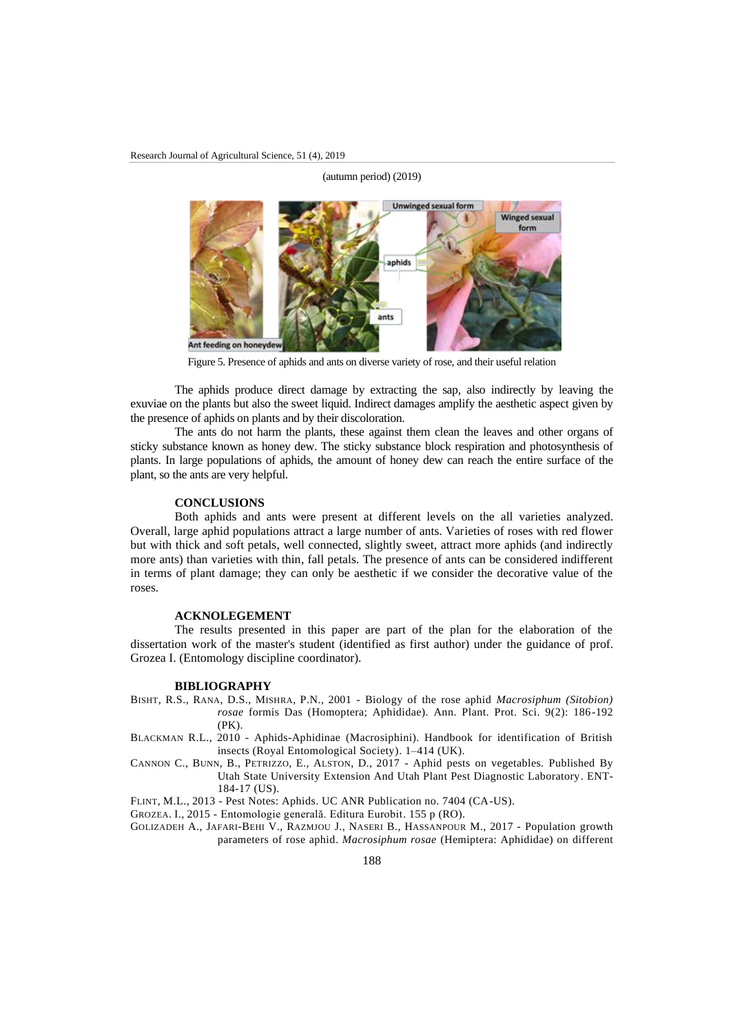(autumn period) (2019)

Figure 5. Presence of aphids and ants on diverse variety of rose, and their useful relation

The aphids produce direct damage by extracting the sap, also indirectly by leaving the exuviae on the plants but also the sweet liquid. Indirect damages amplify the aesthetic aspect given by the presence of aphids on plants and by their discoloration.

The ants do not harm the plants, these against them clean the leaves and other organs of sticky substance known as honey dew. The sticky substance block respiration and photosynthesis of plants. In large populations of aphids, the amount of honey dew can reach the entire surface of the plant, so the ants are very helpful.

## CONCLUSIONS

Both aphids and ants were present at different levels on the all varieties analyzed. Overall, large aphid populations attract a large number of ants. Varieties of roses with red flower but with thick and soft petals, well connected, slightly sweet, attract more aphids (and indirectly more ants) than varieties with thin, fall petals. The presence of ants can be considered indifferent in terms of plant damage; they can only be aesthetic if we consider the decorative value of the roses.

## ACKNOLEGEMENT

The results presented in this paper are part of the plan for the elaboration of the dissertation work of the master's student (identified as first author) under the guidance of prof. Grozea I. (Entomology discipline coordinator).

## BIBLIOGRAPHY

BISHT, R.S., RANA, D.S., MISHRA, P.N., 2001 - Biology of the rose aphid *Macrosiphum (Sitobion) rosae* formis Das (Homoptera; Aphididae). Ann. Plant. Prot. Sci. 9(2): 186-192 (PK).

BLACKMAN R.L., 2010 - Aphids-Aphidinae (Macrosiphini). Handbook for identification of British insects (Royal Entomological Society). 1–414 (UK).

CANNON C., BUNN, B., PETRIZZO, E., ALSTON, D., 2017 - Aphid pests on vegetables. Published By Utah State University Extension And Utah Plant Pest Diagnostic Laboratory. ENT-184-17 (US).

FLINT, M.L., 2013 - Pest Notes: Aphids. UC ANR Publication no. 7404 (CA-US).

GROZEA. I., 2015 - Entomologie generală. Editura Eurobit. 155 p (RO).

GOLIZADEH A., JAFARI-BEHI V., RAZMJOU J., NASERI B., HASSANPOUR M., 2017 - Population growth parameters of rose aphid. *Macrosiphum rosae* (Hemiptera: Aphididae) on different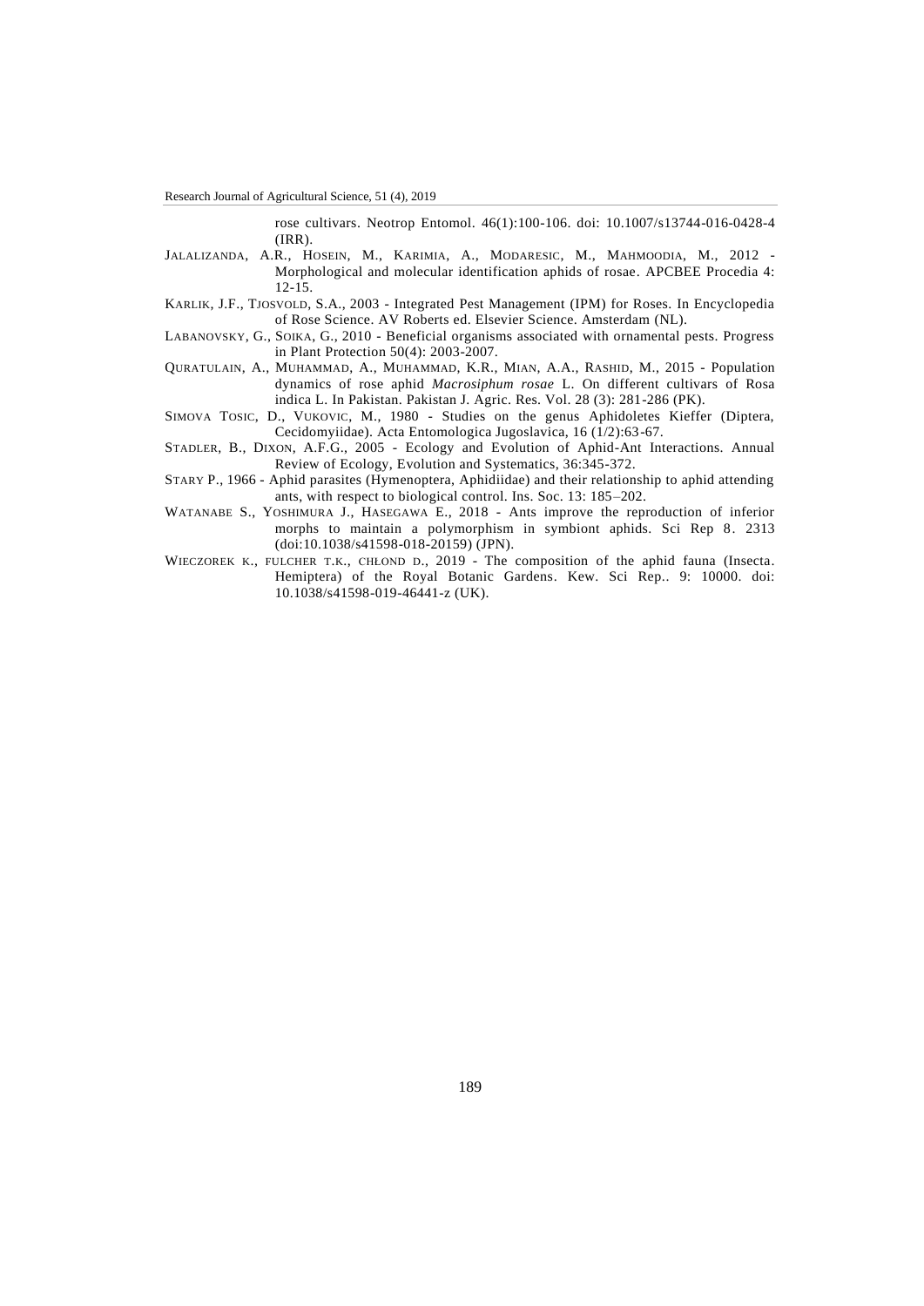rose cultivars. Neotrop Entomol. 46(1):100-106. doi: 10.1007/s13744-016-0428-4 (IRR).

JALALIZANDA, A.R., HOSEIN, M., KARIMIA, A., MODARESIC, M., MAHMOODIA, M., 2012 - Morphological and molecular identification aphids of rosae. APCBEE Procedia 4: 12-15.

KARLIK, J.F., TJOSVOLD, S.A., 2003 - Integrated Pest Management (IPM) for Roses. In Encyclopedia of Rose Science. AV Roberts ed. Elsevier Science. Amsterdam (NL).

LABANOVSKY, G., SOIKA, G., 2010 - Beneficial organisms associated with ornamental pests. Progress in Plant Protection 50(4): 2003-2007.

QURATULAIN, A., MUHAMMAD, A., MUHAMMAD, K.R., MIAN, A.A., RASHID, M., 2015 - Population dynamics of rose aphid *Macrosiphum rosae* L. On different cultivars of Rosa indica L. In Pakistan. Pakistan J. Agric. Res. Vol. 28 (3): 281-286 (PK).

SIMOVA TOSIC, D., VUKOVIC, M., 1980 - Studies on the genus Aphidoletes Kieffer (Diptera, Cecidomyiidae). Acta Entomologica Jugoslavica, 16 (1/2):63-67.

STADLER, B., DIXON, A.F.G., 2005 - Ecology and Evolution of Aphid-Ant Interactions. Annual Review of Ecology, Evolution and Systematics, 36:345-372.

STARY P., 1966 - Aphid parasites (Hymenoptera, Aphidiidae) and their relationship to aphid attending ants, with respect to biological control. Ins. Soc. 13: 185–202.

WATANABE S., YOSHIMURA J., HASEGAWA E., 2018 - Ants improve the reproduction of inferior morphs to maintain a polymorphism in symbiont aphids. Sci Rep 8. 2313 (doi:10.1038/s41598-018-20159) (JPN).

WIECZOREK K., FULCHER T.K., CHŁOND D., 2019 - The composition of the aphid fauna (Insecta. Hemiptera) of the Royal Botanic Gardens. Kew. Sci Rep.. 9: 10000. doi: 10.1038/s41598-019-46441-z (UK).